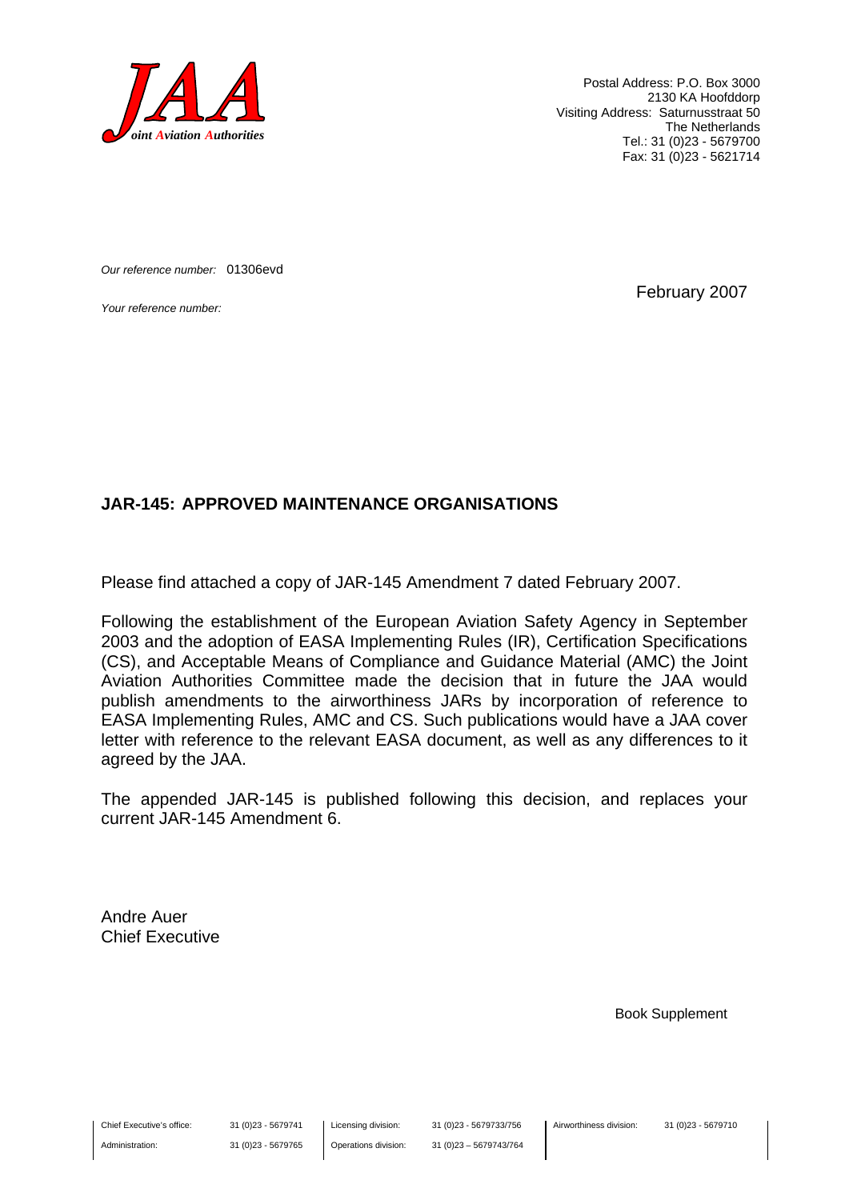**JAA**
*Joint Aviation Authorities*

Postal Address: P.O. Box 3000
2130 KA Hoofddorp
Visiting Address: Saturnusstraat 50
The Netherlands
Tel.: 31 (0)23 - 5679700
Fax: 31 (0)23 - 5621714

*Our reference number:* 01306evd

*Your reference number:*

February 2007

**JAR-145: APPROVED MAINTENANCE ORGANISATIONS**

Please find attached a copy of JAR-145 Amendment 7 dated February 2007.

Following the establishment of the European Aviation Safety Agency in September 2003 and the adoption of EASA Implementing Rules (IR), Certification Specifications (CS), and Acceptable Means of Compliance and Guidance Material (AMC) the Joint Aviation Authorities Committee made the decision that in future the JAA would publish amendments to the airworthiness JARs by incorporation of reference to EASA Implementing Rules, AMC and CS. Such publications would have a JAA cover letter with reference to the relevant EASA document, as well as any differences to it agreed by the JAA.

The appended JAR-145 is published following this decision, and replaces your current JAR-145 Amendment 6.

Andre Auer
Chief Executive

Book Supplement

| | | | | | |
|---|---|---|---|---|---|
| Chief Executive's office: | 31 (0)23 - 5679741 | Licensing division: | 31 (0)23 - 5679733/756 | Airworthiness division: | 31 (0)23 - 5679710 |
| Administration: | 31 (0)23 - 5679765 | Operations division: | 31 (0)23 – 5679743/764 | | |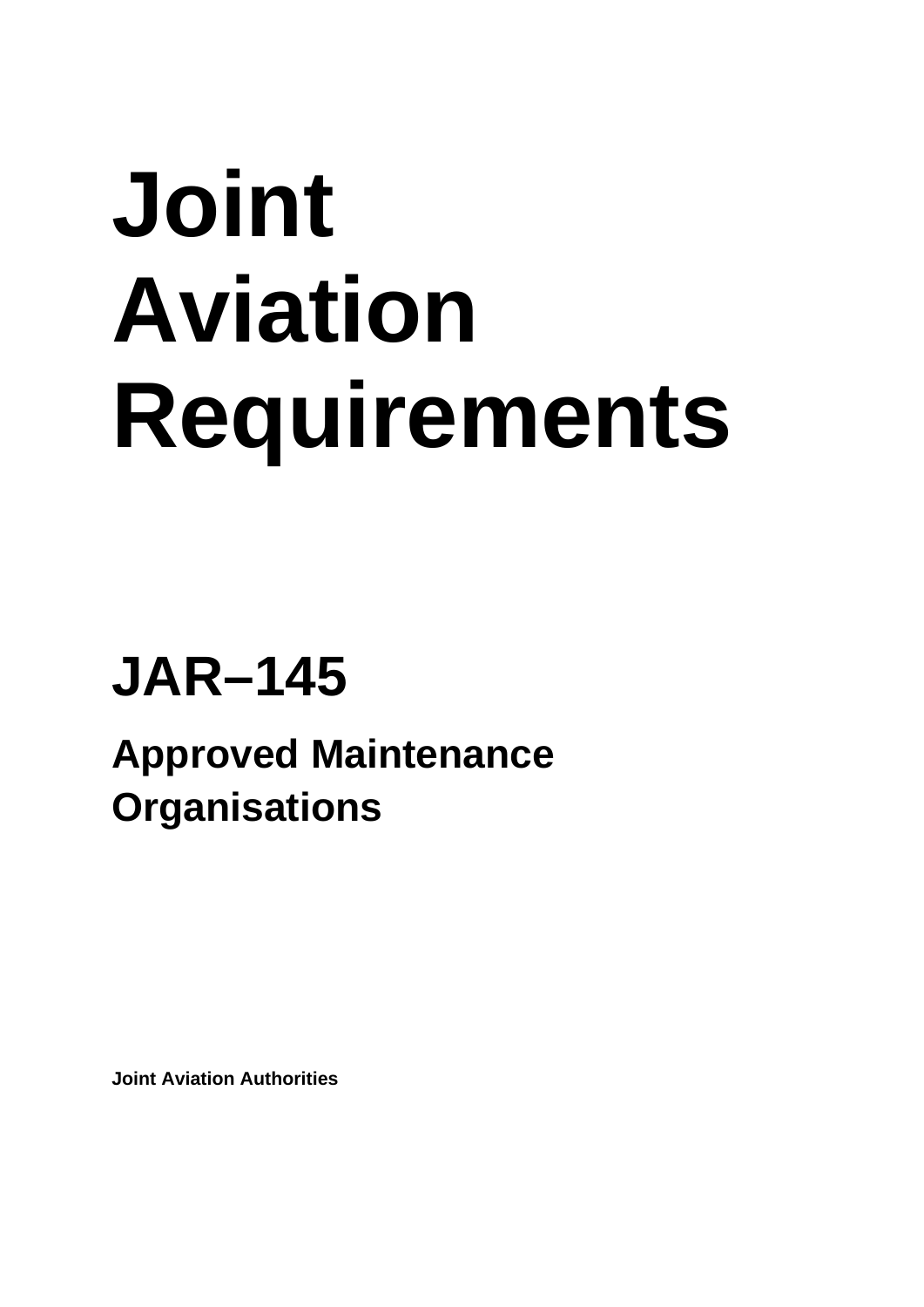# Joint Aviation Requirements

## JAR–145

### Approved Maintenance Organisations

**Joint Aviation Authorities**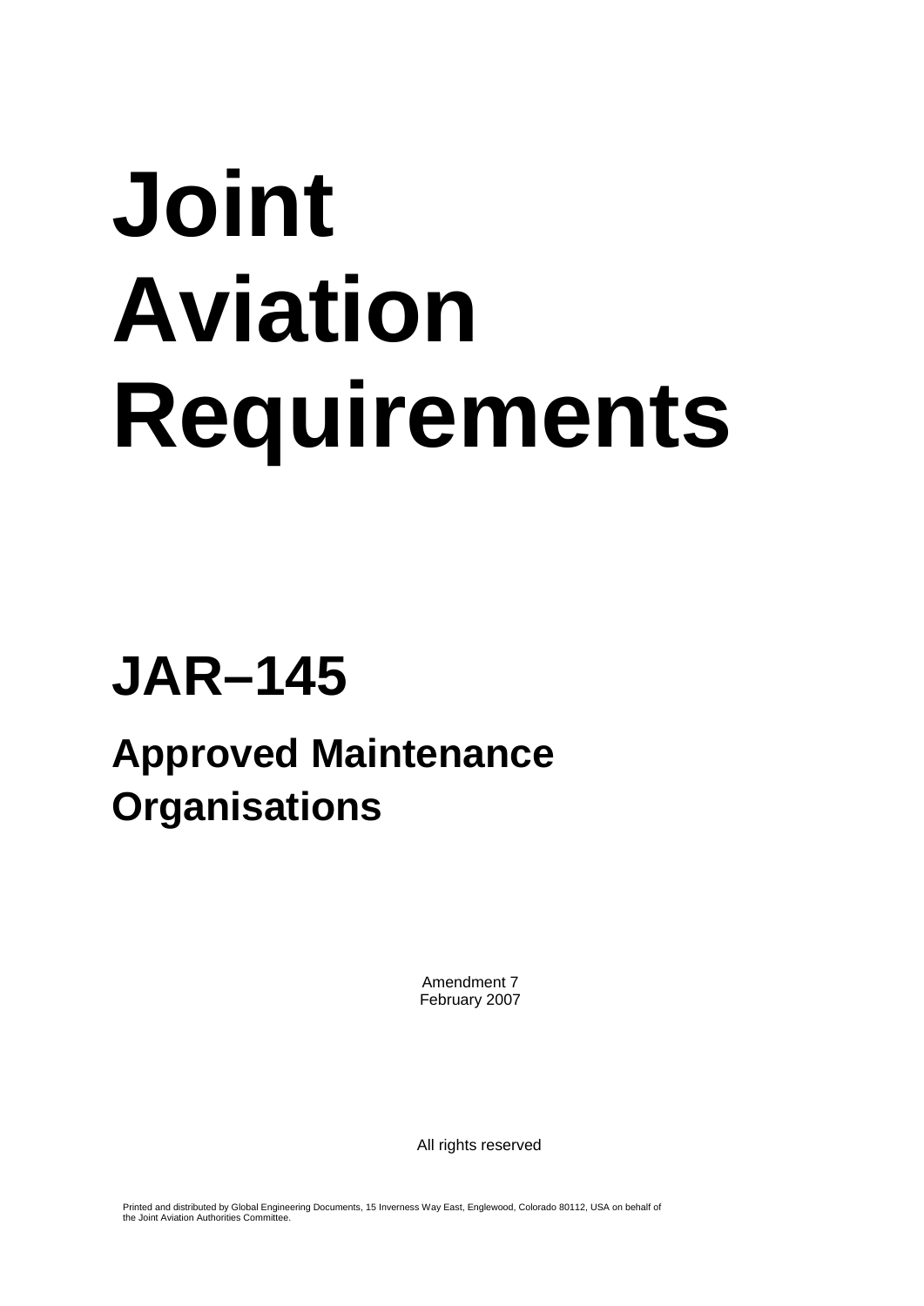# Joint Aviation Requirements

# JAR–145

## Approved Maintenance Organisations

Amendment 7
February 2007

All rights reserved

Printed and distributed by Global Engineering Documents, 15 Inverness Way East, Englewood, Colorado 80112, USA on behalf of the Joint Aviation Authorities Committee.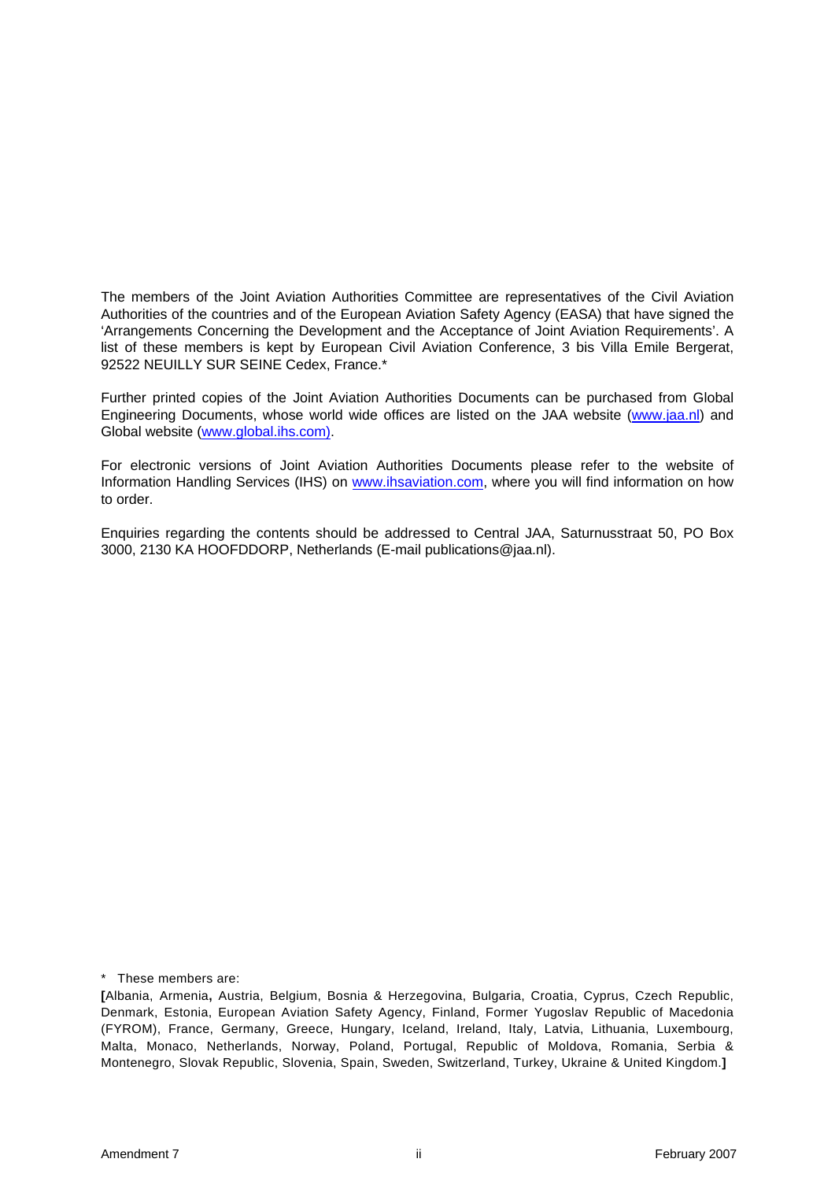The members of the Joint Aviation Authorities Committee are representatives of the Civil Aviation Authorities of the countries and of the European Aviation Safety Agency (EASA) that have signed the 'Arrangements Concerning the Development and the Acceptance of Joint Aviation Requirements'. A list of these members is kept by European Civil Aviation Conference, 3 bis Villa Emile Bergerat, 92522 NEUILLY SUR SEINE Cedex, France.*

Further printed copies of the Joint Aviation Authorities Documents can be purchased from Global Engineering Documents, whose world wide offices are listed on the JAA website (www.jaa.nl) and Global website (www.global.ihs.com).

For electronic versions of Joint Aviation Authorities Documents please refer to the website of Information Handling Services (IHS) on www.ihsaviation.com, where you will find information on how to order.

Enquiries regarding the contents should be addressed to Central JAA, Saturnusstraat 50, PO Box 3000, 2130 KA HOOFDDORP, Netherlands (E-mail publications@jaa.nl).

\* These members are:

**[**Albania, Armenia**,** Austria, Belgium, Bosnia & Herzegovina, Bulgaria, Croatia, Cyprus, Czech Republic, Denmark, Estonia, European Aviation Safety Agency, Finland, Former Yugoslav Republic of Macedonia (FYROM), France, Germany, Greece, Hungary, Iceland, Ireland, Italy, Latvia, Lithuania, Luxembourg, Malta, Monaco, Netherlands, Norway, Poland, Portugal, Republic of Moldova, Romania, Serbia & Montenegro, Slovak Republic, Slovenia, Spain, Sweden, Switzerland, Turkey, Ukraine & United Kingdom.**]**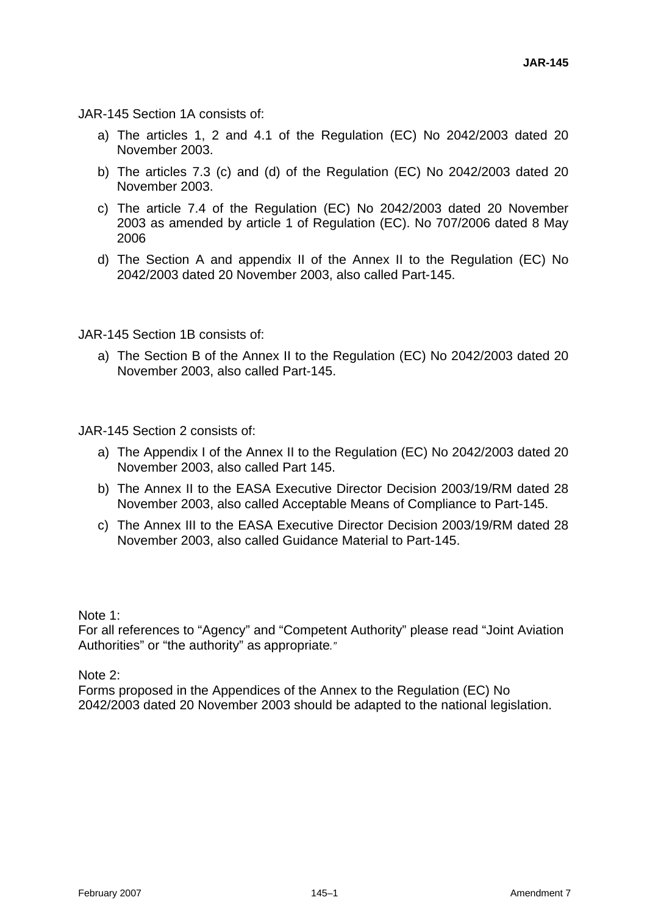JAR-145 Section 1A consists of:

a) The articles 1, 2 and 4.1 of the Regulation (EC) No 2042/2003 dated 20 November 2003.

b) The articles 7.3 (c) and (d) of the Regulation (EC) No 2042/2003 dated 20 November 2003.

c) The article 7.4 of the Regulation (EC) No 2042/2003 dated 20 November 2003 as amended by article 1 of Regulation (EC). No 707/2006 dated 8 May 2006

d) The Section A and appendix II of the Annex II to the Regulation (EC) No 2042/2003 dated 20 November 2003, also called Part-145.

JAR-145 Section 1B consists of:

a) The Section B of the Annex II to the Regulation (EC) No 2042/2003 dated 20 November 2003, also called Part-145.

JAR-145 Section 2 consists of:

a) The Appendix I of the Annex II to the Regulation (EC) No 2042/2003 dated 20 November 2003, also called Part 145.

b) The Annex II to the EASA Executive Director Decision 2003/19/RM dated 28 November 2003, also called Acceptable Means of Compliance to Part-145.

c) The Annex III to the EASA Executive Director Decision 2003/19/RM dated 28 November 2003, also called Guidance Material to Part-145.

Note 1:
For all references to "Agency" and "Competent Authority" please read "Joint Aviation Authorities" or "the authority" as appropriate."

Note 2:
Forms proposed in the Appendices of the Annex to the Regulation (EC) No 2042/2003 dated 20 November 2003 should be adapted to the national legislation.